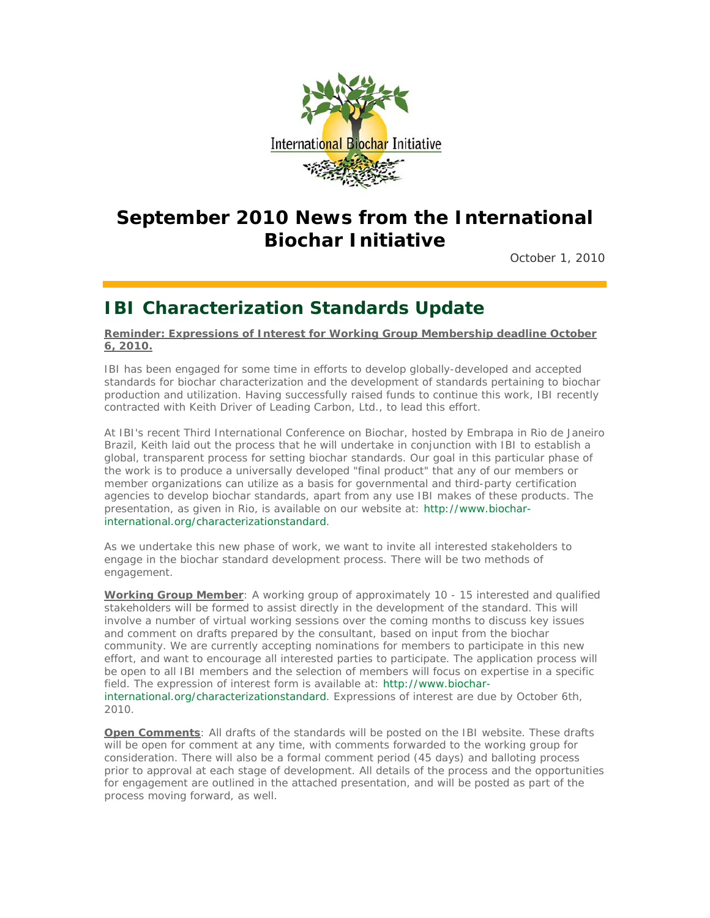# September 2010 News from the International Biochar Initiative

October 1, 2010

## IBI Characterization Standards Update

**Reminder: Expressions of Interest for Working Group Membership deadline October 6, 2010.**

IBI has been engaged for some time in efforts to develop globally-developed and accepted standards for biochar characterization and the development of standards pertaining to biochar production and utilization. Having successfully raised funds to continue this work, IBI recently contracted with Keith Driver of Leading Carbon, Ltd., to lead this effort.

At IBI's recent Third International Conference on Biochar, hosted by Embrapa in Rio de Janeiro Brazil, Keith laid out the process that he will undertake in conjunction with IBI to establish a global, transparent process for setting biochar standards. Our goal in this particular phase of the work is to produce a universally developed "final product" that any of our members or member organizations can utilize as a basis for governmental and third-party certification agencies to develop biochar standards, apart from any use IBI makes of these products. The presentation, as given in Rio, is available on our website at: http://www.biochar-international.org/characterizationstandard.

As we undertake this new phase of work, we want to invite all interested stakeholders to engage in the biochar standard development process. There will be two methods of engagement.

**Working Group Member**: A working group of approximately 10 - 15 interested and qualified stakeholders will be formed to assist directly in the development of the standard. This will involve a number of virtual working sessions over the coming months to discuss key issues and comment on drafts prepared by the consultant, based on input from the biochar community. We are currently accepting nominations for members to participate in this new effort, and want to encourage all interested parties to participate. The application process will be open to all IBI members and the selection of members will focus on expertise in a specific field. The expression of interest form is available at: http://www.biochar-international.org/characterizationstandard. Expressions of interest are due by October 6th, 2010.

**Open Comments**: All drafts of the standards will be posted on the IBI website. These drafts will be open for comment at any time, with comments forwarded to the working group for consideration. There will also be a formal comment period (45 days) and balloting process prior to approval at each stage of development. All details of the process and the opportunities for engagement are outlined in the attached presentation, and will be posted as part of the process moving forward, as well.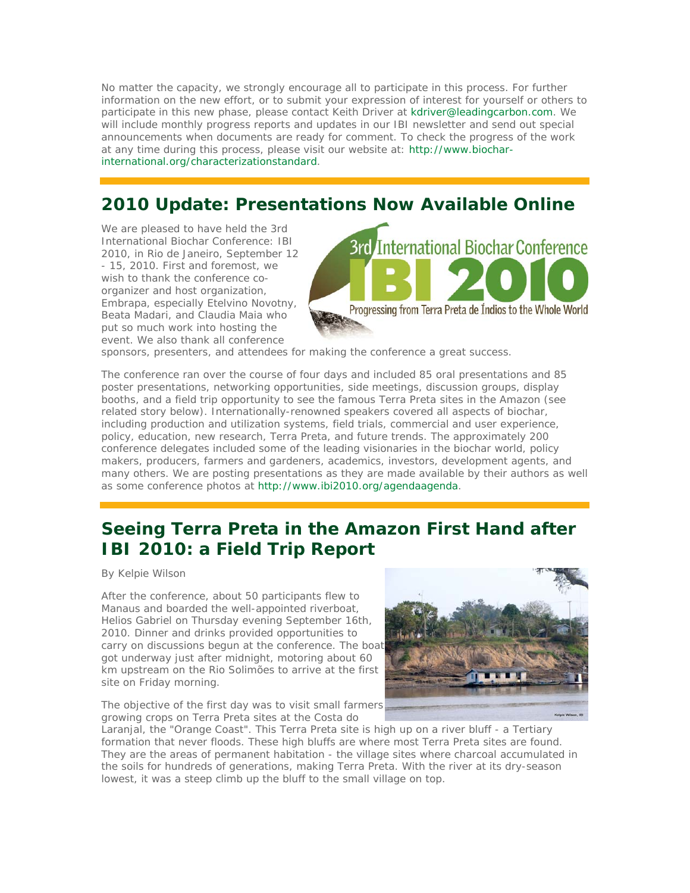No matter the capacity, we strongly encourage all to participate in this process. For further information on the new effort, or to submit your expression of interest for yourself or others to participate in this new phase, please contact Keith Driver at kdriver@leadingcarbon.com. We will include monthly progress reports and updates in our IBI newsletter and send out special announcements when documents are ready for comment. To check the progress of the work at any time during this process, please visit our website at: http://www.biochar-international.org/characterizationstandard.

## 2010 Update: Presentations Now Available Online

We are pleased to have held the 3rd International Biochar Conference: IBI 2010, in Rio de Janeiro, September 12 - 15, 2010. First and foremost, we wish to thank the conference co-organizer and host organization, Embrapa, especially Etelvino Novotny, Beata Madari, and Claudia Maia who put so much work into hosting the event. We also thank all conference sponsors, presenters, and attendees for making the conference a great success.

The conference ran over the course of four days and included 85 oral presentations and 85 poster presentations, networking opportunities, side meetings, discussion groups, display booths, and a field trip opportunity to see the famous Terra Preta sites in the Amazon (see related story below). Internationally-renowned speakers covered all aspects of biochar, including production and utilization systems, field trials, commercial and user experience, policy, education, new research, Terra Preta, and future trends. The approximately 200 conference delegates included some of the leading visionaries in the biochar world, policy makers, producers, farmers and gardeners, academics, investors, development agents, and many others. We are posting presentations as they are made available by their authors as well as some conference photos at http://www.ibi2010.org/agendaagenda.

## Seeing Terra Preta in the Amazon First Hand after IBI 2010: a Field Trip Report

By Kelpie Wilson

After the conference, about 50 participants flew to Manaus and boarded the well-appointed riverboat, Helios Gabriel on Thursday evening September 16th, 2010. Dinner and drinks provided opportunities to carry on discussions begun at the conference. The boat got underway just after midnight, motoring about 60 km upstream on the Rio Solimões to arrive at the first site on Friday morning.

The objective of the first day was to visit small farmers growing crops on Terra Preta sites at the Costa do Laranjal, the "Orange Coast". This Terra Preta site is high up on a river bluff - a Tertiary formation that never floods. These high bluffs are where most Terra Preta sites are found. They are the areas of permanent habitation - the village sites where charcoal accumulated in the soils for hundreds of generations, making Terra Preta. With the river at its dry-season lowest, it was a steep climb up the bluff to the small village on top.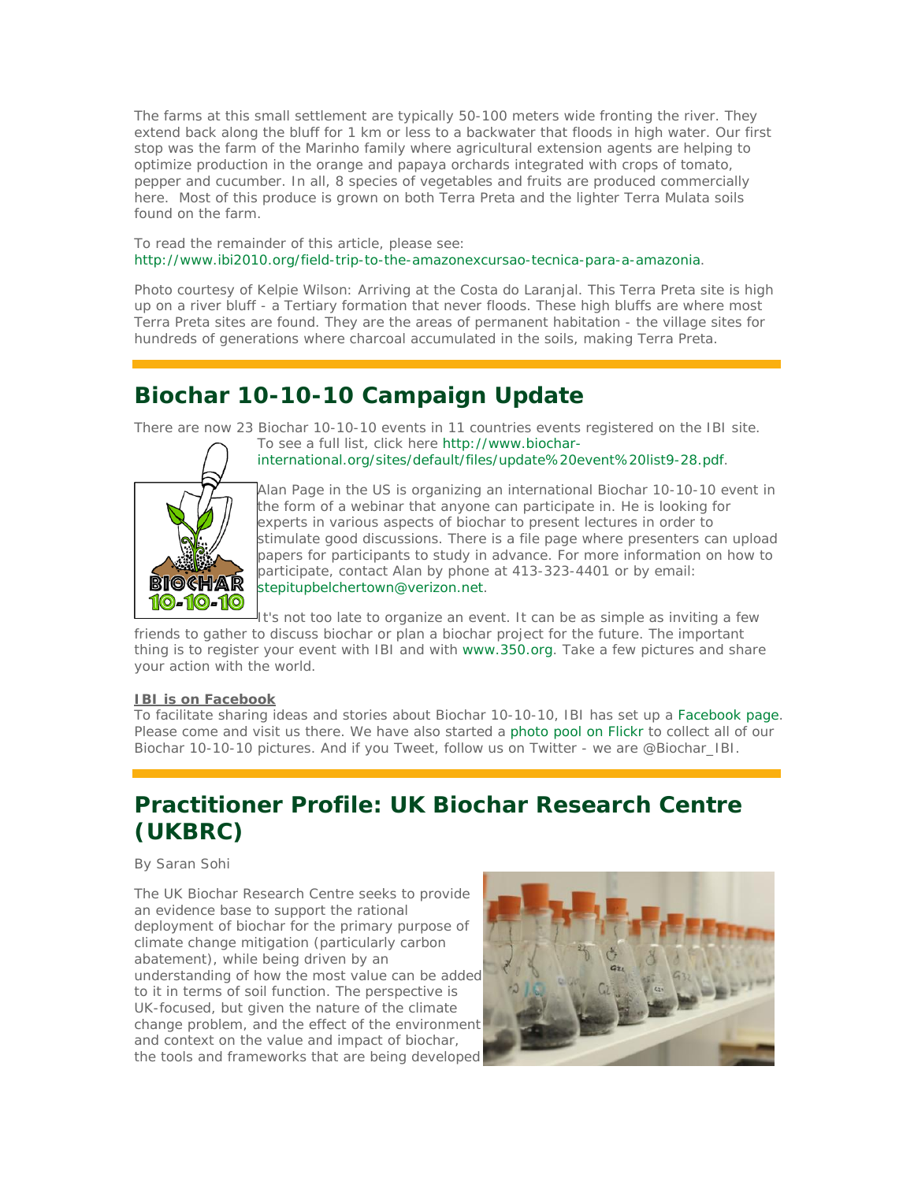The farms at this small settlement are typically 50-100 meters wide fronting the river. They extend back along the bluff for 1 km or less to a backwater that floods in high water. Our first stop was the farm of the Marinho family where agricultural extension agents are helping to optimize production in the orange and papaya orchards integrated with crops of tomato, pepper and cucumber. In all, 8 species of vegetables and fruits are produced commercially here. Most of this produce is grown on both Terra Preta and the lighter Terra Mulata soils found on the farm.

To read the remainder of this article, please see: http://www.ibi2010.org/field-trip-to-the-amazonexcursao-tecnica-para-a-amazonia.

Photo courtesy of Kelpie Wilson: Arriving at the Costa do Laranjal. This Terra Preta site is high up on a river bluff - a Tertiary formation that never floods. These high bluffs are where most Terra Preta sites are found. They are the areas of permanent habitation - the village sites for hundreds of generations where charcoal accumulated in the soils, making Terra Preta.

## Biochar 10-10-10 Campaign Update

There are now 23 Biochar 10-10-10 events in 11 countries events registered on the IBI site. To see a full list, click here http://www.biochar-international.org/sites/default/files/update%20event%20list9-28.pdf.

Alan Page in the US is organizing an international Biochar 10-10-10 event in the form of a webinar that anyone can participate in. He is looking for experts in various aspects of biochar to present lectures in order to stimulate good discussions. There is a file page where presenters can upload papers for participants to study in advance. For more information on how to participate, contact Alan by phone at 413-323-4401 or by email: stepitupbelchertown@verizon.net.

It's not too late to organize an event. It can be as simple as inviting a few friends to gather to discuss biochar or plan a biochar project for the future. The important thing is to register your event with IBI and with www.350.org. Take a few pictures and share your action with the world.

**IBI is on Facebook**

To facilitate sharing ideas and stories about Biochar 10-10-10, IBI has set up a Facebook page. Please come and visit us there. We have also started a photo pool on Flickr to collect all of our Biochar 10-10-10 pictures. And if you Tweet, follow us on Twitter - we are @Biochar_IBI.

## Practitioner Profile: UK Biochar Research Centre (UKBRC)

By Saran Sohi

The UK Biochar Research Centre seeks to provide an evidence base to support the rational deployment of biochar for the primary purpose of climate change mitigation (particularly carbon abatement), while being driven by an understanding of how the most value can be added to it in terms of soil function. The perspective is UK-focused, but given the nature of the climate change problem, and the effect of the environment and context on the value and impact of biochar, the tools and frameworks that are being developed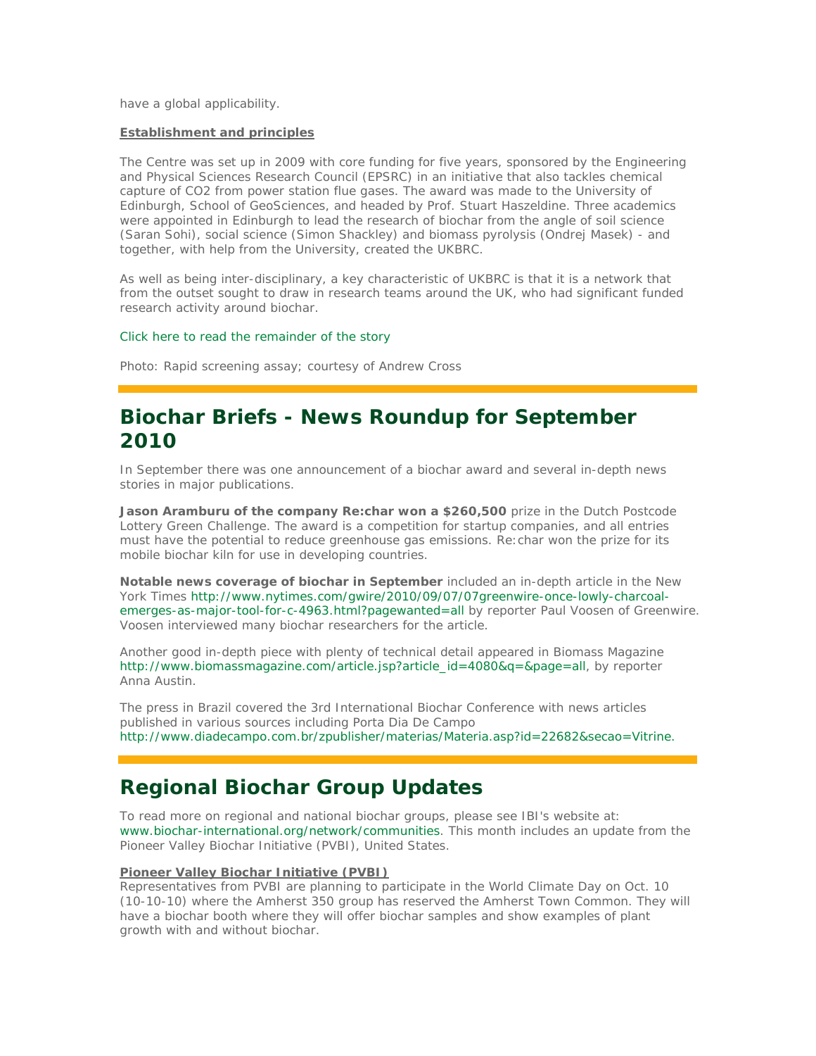have a global applicability.

**Establishment and principles**

The Centre was set up in 2009 with core funding for five years, sponsored by the Engineering and Physical Sciences Research Council (EPSRC) in an initiative that also tackles chemical capture of CO2 from power station flue gases. The award was made to the University of Edinburgh, School of GeoSciences, and headed by Prof. Stuart Haszeldine. Three academics were appointed in Edinburgh to lead the research of biochar from the angle of soil science (Saran Sohi), social science (Simon Shackley) and biomass pyrolysis (Ondrej Masek) - and together, with help from the University, created the UKBRC.

As well as being inter-disciplinary, a key characteristic of UKBRC is that it is a network that from the outset sought to draw in research teams around the UK, who had significant funded research activity around biochar.

Click here to read the remainder of the story

Photo: Rapid screening assay; courtesy of Andrew Cross

# Biochar Briefs - News Roundup for September 2010

In September there was one announcement of a biochar award and several in-depth news stories in major publications.

**Jason Aramburu of the company Re:char won a $260,500** prize in the Dutch Postcode Lottery Green Challenge. The award is a competition for startup companies, and all entries must have the potential to reduce greenhouse gas emissions. Re:char won the prize for its mobile biochar kiln for use in developing countries.

**Notable news coverage of biochar in September** included an in-depth article in the New York Times http://www.nytimes.com/gwire/2010/09/07/07greenwire-once-lowly-charcoal-emerges-as-major-tool-for-c-4963.html?pagewanted=all by reporter Paul Voosen of Greenwire. Voosen interviewed many biochar researchers for the article.

Another good in-depth piece with plenty of technical detail appeared in Biomass Magazine http://www.biomassmagazine.com/article.jsp?article_id=4080&q=&page=all, by reporter Anna Austin.

The press in Brazil covered the 3rd International Biochar Conference with news articles published in various sources including Porta Dia De Campo http://www.diadecampo.com.br/zpublisher/materias/Materia.asp?id=22682&secao=Vitrine.

# Regional Biochar Group Updates

To read more on regional and national biochar groups, please see IBI's website at: www.biochar-international.org/network/communities. This month includes an update from the Pioneer Valley Biochar Initiative (PVBI), United States.

**Pioneer Valley Biochar Initiative (PVBI)**

Representatives from PVBI are planning to participate in the World Climate Day on Oct. 10 (10-10-10) where the Amherst 350 group has reserved the Amherst Town Common. They will have a biochar booth where they will offer biochar samples and show examples of plant growth with and without biochar.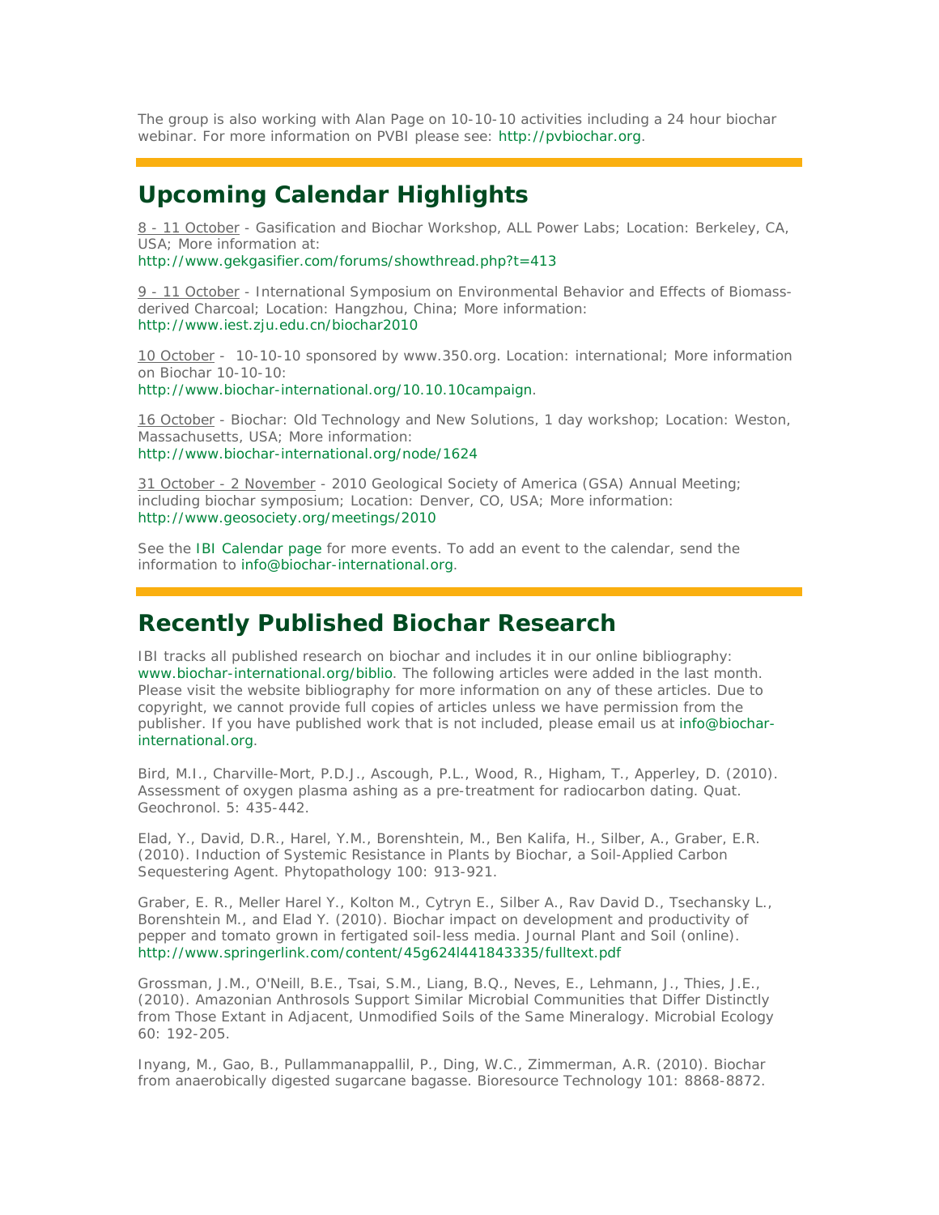The group is also working with Alan Page on 10-10-10 activities including a 24 hour biochar webinar. For more information on PVBI please see: http://pvbiochar.org.

## Upcoming Calendar Highlights

8 - 11 October - Gasification and Biochar Workshop, ALL Power Labs; Location: Berkeley, CA, USA; More information at:
http://www.gekgasifier.com/forums/showthread.php?t=413

9 - 11 October - International Symposium on Environmental Behavior and Effects of Biomass-derived Charcoal; Location: Hangzhou, China; More information:
http://www.iest.zju.edu.cn/biochar2010

10 October - 10-10-10 sponsored by www.350.org. Location: international; More information on Biochar 10-10-10:
http://www.biochar-international.org/10.10.10campaign.

16 October - Biochar: Old Technology and New Solutions, 1 day workshop; Location: Weston, Massachusetts, USA; More information:
http://www.biochar-international.org/node/1624

31 October - 2 November - 2010 Geological Society of America (GSA) Annual Meeting; including biochar symposium; Location: Denver, CO, USA; More information:
http://www.geosociety.org/meetings/2010

See the IBI Calendar page for more events. To add an event to the calendar, send the information to info@biochar-international.org.

## Recently Published Biochar Research

IBI tracks all published research on biochar and includes it in our online bibliography: www.biochar-international.org/biblio. The following articles were added in the last month. Please visit the website bibliography for more information on any of these articles. Due to copyright, we cannot provide full copies of articles unless we have permission from the publisher. If you have published work that is not included, please email us at info@biochar-international.org.

Bird, M.I., Charville-Mort, P.D.J., Ascough, P.L., Wood, R., Higham, T., Apperley, D. (2010). Assessment of oxygen plasma ashing as a pre-treatment for radiocarbon dating. Quat. Geochronol. 5: 435-442.

Elad, Y., David, D.R., Harel, Y.M., Borenshtein, M., Ben Kalifa, H., Silber, A., Graber, E.R. (2010). Induction of Systemic Resistance in Plants by Biochar, a Soil-Applied Carbon Sequestering Agent. Phytopathology 100: 913-921.

Graber, E. R., Meller Harel Y., Kolton M., Cytryn E., Silber A., Rav David D., Tsechansky L., Borenshtein M., and Elad Y. (2010). Biochar impact on development and productivity of pepper and tomato grown in fertigated soil-less media. Journal Plant and Soil (online).
http://www.springerlink.com/content/45g624l441843335/fulltext.pdf

Grossman, J.M., O'Neill, B.E., Tsai, S.M., Liang, B.Q., Neves, E., Lehmann, J., Thies, J.E., (2010). Amazonian Anthrosols Support Similar Microbial Communities that Differ Distinctly from Those Extant in Adjacent, Unmodified Soils of the Same Mineralogy. Microbial Ecology 60: 192-205.

Inyang, M., Gao, B., Pullammanappallil, P., Ding, W.C., Zimmerman, A.R. (2010). Biochar from anaerobically digested sugarcane bagasse. Bioresource Technology 101: 8868-8872.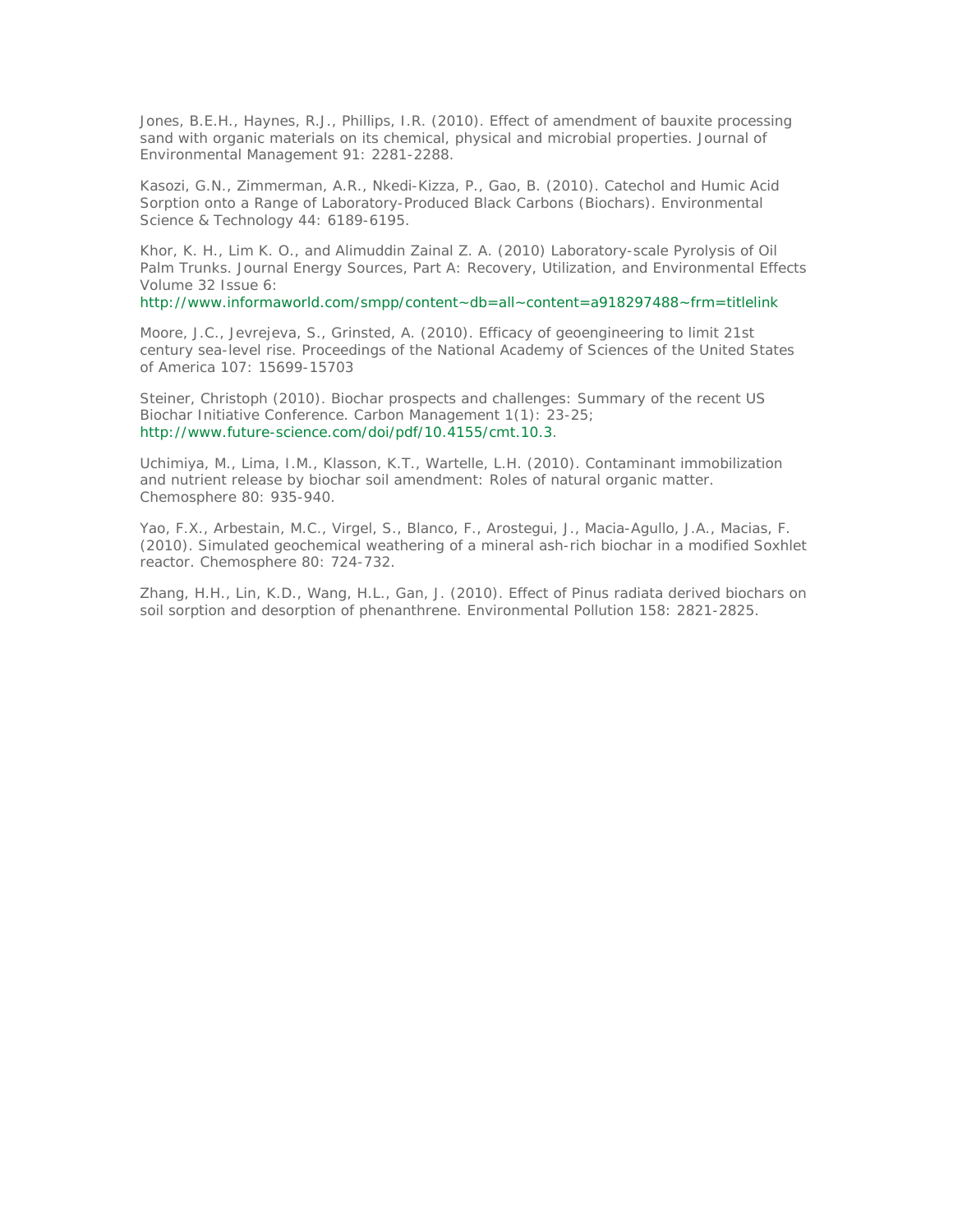Jones, B.E.H., Haynes, R.J., Phillips, I.R. (2010). Effect of amendment of bauxite processing sand with organic materials on its chemical, physical and microbial properties. Journal of Environmental Management 91: 2281-2288.

Kasozi, G.N., Zimmerman, A.R., Nkedi-Kizza, P., Gao, B. (2010). Catechol and Humic Acid Sorption onto a Range of Laboratory-Produced Black Carbons (Biochars). Environmental Science & Technology 44: 6189-6195.

Khor, K. H., Lim K. O., and Alimuddin Zainal Z. A. (2010) Laboratory-scale Pyrolysis of Oil Palm Trunks. Journal Energy Sources, Part A: Recovery, Utilization, and Environmental Effects Volume 32 Issue 6: http://www.informaworld.com/smpp/content~db=all~content=a918297488~frm=titlelink

Moore, J.C., Jevrejeva, S., Grinsted, A. (2010). Efficacy of geoengineering to limit 21st century sea-level rise. Proceedings of the National Academy of Sciences of the United States of America 107: 15699-15703

Steiner, Christoph (2010). Biochar prospects and challenges: Summary of the recent US Biochar Initiative Conference. Carbon Management 1(1): 23-25; http://www.future-science.com/doi/pdf/10.4155/cmt.10.3.

Uchimiya, M., Lima, I.M., Klasson, K.T., Wartelle, L.H. (2010). Contaminant immobilization and nutrient release by biochar soil amendment: Roles of natural organic matter. Chemosphere 80: 935-940.

Yao, F.X., Arbestain, M.C., Virgel, S., Blanco, F., Arostegui, J., Macia-Agullo, J.A., Macias, F. (2010). Simulated geochemical weathering of a mineral ash-rich biochar in a modified Soxhlet reactor. Chemosphere 80: 724-732.

Zhang, H.H., Lin, K.D., Wang, H.L., Gan, J. (2010). Effect of Pinus radiata derived biochars on soil sorption and desorption of phenanthrene. Environmental Pollution 158: 2821-2825.